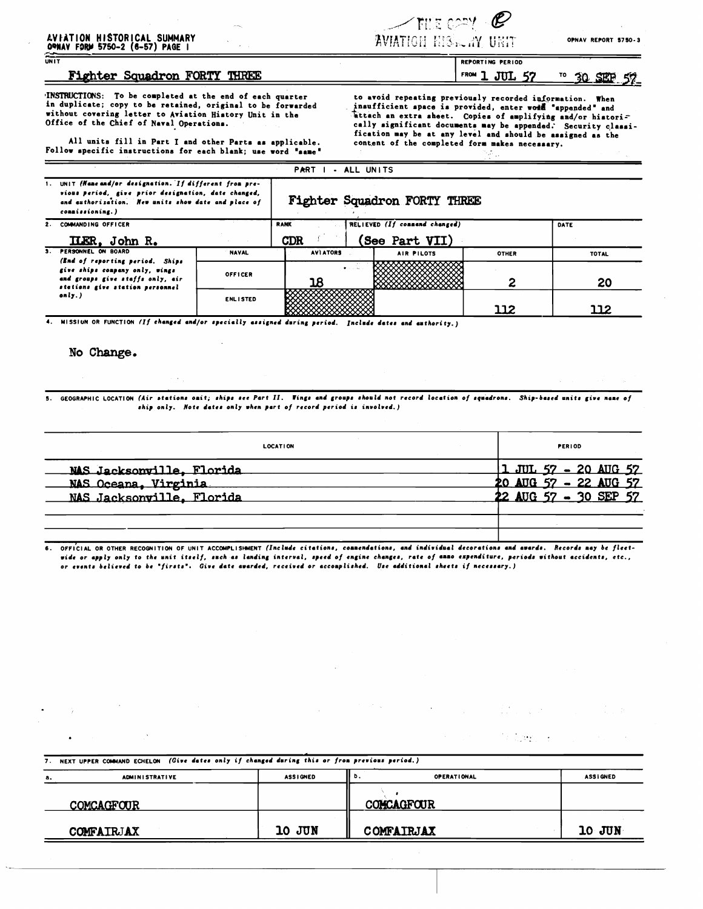AVIATION HISTORICAL SUMMARY
OPNAV FORM 5750-2 (6-57) PAGE 1

FILE COPY
AVIATION HISTORY UNIT

OPNAV REPORT 5750-3

| UNIT | REPORTING PERIOD |
|---|---|
| Fighter Squadron FORTY THREE | FROM 1 JUL 57 TO 30 SEP 57 |

INSTRUCTIONS: To be completed at the end of each quarter in duplicate; copy to be retained, original to be forwarded without covering letter to Aviation History Unit in the Office of the Chief of Naval Operations.

All units fill in Part I and other Parts as applicable. Follow specific instructions for each blank; use word "same" to avoid repeating previously recorded information. When insufficient space is provided, enter word "appended" and attach an extra sheet. Copies of amplifying and/or historically significant documents may be appended. Security classification may be at any level and should be assigned as the content of the completed form makes necessary.

## PART I - ALL UNITS

1. UNIT *(Name and/or designation. If different from previous period, give prior designation, date changed, and authorization. New units show date and place of commissioning.)*

Fighter Squadron FORTY THREE

| 2. COMMANDING OFFICER | RANK | RELIEVED *(If command changed)* | DATE |
|---|---|---|---|
| ILER, John R. | CDR | (See Part VII) | |

| 3. PERSONNEL ON BOARD *(End of reporting period. Ships give ships company only, wings and groups give staffs only, air stations give station personnel only.)* | NAVAL | AVIATORS | AIR PILOTS | OTHER | TOTAL |
|---|---|---|---|---|---|
| | OFFICER | 18 | | 2 | 20 |
| | ENLISTED | | | 112 | 112 |

4. MISSION OR FUNCTION *(If changed and/or specially assigned during period. Include dates and authority.)*

No Change.

5. GEOGRAPHIC LOCATION *(Air stations omit; ships see Part II. Wings and groups should not record location of squadrons. Ship-based units give name of ship only. Note dates only when part of record period is involved.)*

| LOCATION | PERIOD |
|---|---|
| NAS Jacksonville, Florida | 1 JUL 57 - 20 AUG 57 |
| NAS Oceana, Virginia | 20 AUG 57 - 22 AUG 57 |
| NAS Jacksonville, Florida | 22 AUG 57 - 30 SEP 57 |

6. OFFICIAL OR OTHER RECOGNITION OF UNIT ACCOMPLISHMENT *(Include citations, commendations, and individual decorations and awards. Records may be fleet-wide or apply only to the unit itself, such as landing interval, speed of engine changes, rate of ammo expenditure, periods without accidents, etc., or events believed to be "firsts". Give date awarded, received or accomplished. Use additional sheets if necessary.)*

7. NEXT UPPER COMMAND ECHELON *(Give dates only if changed during this or from previous period.)*

| a. ADMINISTRATIVE | ASSIGNED | b. OPERATIONAL | ASSIGNED |
|---|---|---|---|
| COMCAGFOUR | | COMCAGFOUR | |
| COMFAIRJAX | 10 JUN | COMFAIRJAX | 10 JUN |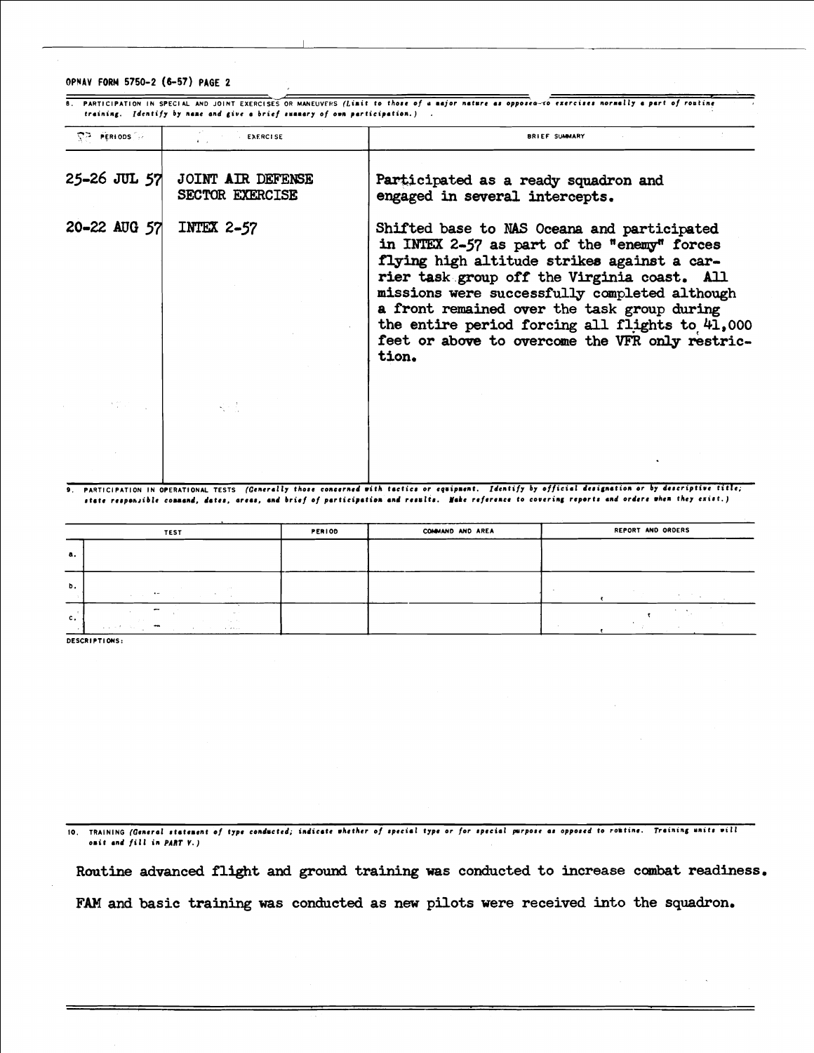OPNAV FORM 5750-2 (6-57) PAGE 2

8. PARTICIPATION IN SPECIAL AND JOINT EXERCISES OR MANEUVERS *(Limit to those of a major nature as opposed to exercises normally a part of routine training. Identify by name and give a brief summary of own participation.)*

| PERIODS | EXERCISE | BRIEF SUMMARY |
|---|---|---|
| 25-26 JUL 57 | JOINT AIR DEFENSE SECTOR EXERCISE | Participated as a ready squadron and engaged in several intercepts. |
| 20-22 AUG 57 | INTEX 2-57 | Shifted base to NAS Oceana and participated in INTEX 2-57 as part of the "enemy" forces flying high altitude strikes against a carrier task group off the Virginia coast. All missions were successfully completed although a front remained over the task group during the entire period forcing all flights to 41,000 feet or above to overcome the VFR only restriction. |

9. PARTICIPATION IN OPERATIONAL TESTS *(Generally those concerned with tactics or equipment. Identify by official designation or by descriptive title; state responsible command, dates, areas, and brief of participation and results. Make reference to covering reports and orders when they exist.)*

| | TEST | PERIOD | COMMAND AND AREA | REPORT AND ORDERS |
|---|---|---|---|---|
| a. | | | | |
| b. | | | | |
| c. | | | | |

DESCRIPTIONS:

10. TRAINING *(General statement of type conducted; indicate whether of special type or for special purpose as opposed to routine. Training units will omit and fill in PART V.)*

Routine advanced flight and ground training was conducted to increase combat readiness.

FAM and basic training was conducted as new pilots were received into the squadron.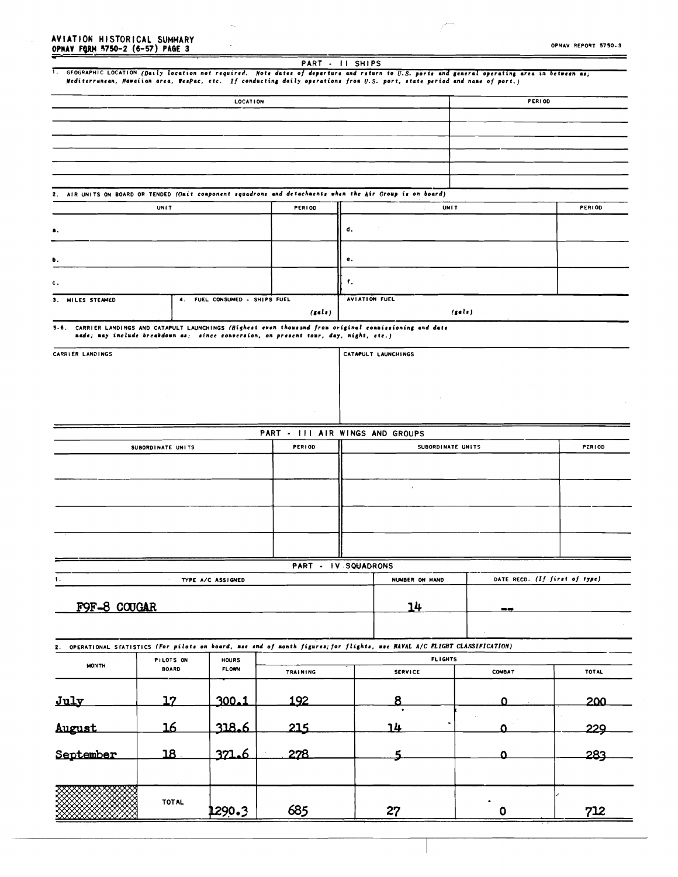AVIATION HISTORICAL SUMMARY
OPNAV FORM 5750-2 (6-57) PAGE 3

OPNAV REPORT 5750-3

## PART - II SHIPS

1. GEOGRAPHIC LOCATION *(Daily location not required. Note dates of departure and return to U.S. ports and general operating area in between as; Mediterranean, Hawaiian area, WesPac, etc. If conducting daily operations from U.S. port, state period and name of port.)*

| LOCATION | PERIOD |
|---|---|
| | |
| | |
| | |
| | |
| | |

2. AIR UNITS ON BOARD OR TENDED *(Omit component squadrons and detachments when the Air Group is on board)*

| UNIT | PERIOD | UNIT | PERIOD |
|---|---|---|---|
| a. | | d. | |
| b. | | e. | |
| c. | | f. | |

| 3. MILES STEAMED | 4. FUEL CONSUMED - SHIPS FUEL | AVIATION FUEL |
|---|---|---|
| | (gals) | (gals) |

5-6. CARRIER LANDINGS AND CATAPULT LAUNCHINGS *(Highest even thousand from original commissioning and date made; may include breakdown as: since conversion, on present tour, day, night, etc.)*

| CARRIER LANDINGS | CATAPULT LAUNCHINGS |
|---|---|
| | |

## PART - III AIR WINGS AND GROUPS

| SUBORDINATE UNITS | PERIOD | SUBORDINATE UNITS | PERIOD |
|---|---|---|---|
| | | | |
| | | | |
| | | | |
| | | | |

## PART - IV SQUADRONS

| 1. TYPE A/C ASSIGNED | NUMBER ON HAND | DATE RECD. (If first of type) |
|---|---|---|
| F9F-8 COUGAR | 14 | -- |
| | | |

2. OPERATIONAL STATISTICS *(For pilots on board, use end of month figures; for flights, use NAVAL A/C FLIGHT CLASSIFICATION)*

| MONTH | PILOTS ON BOARD | HOURS FLOWN | FLIGHTS | | | |
|---|---|---|---|---|---|---|
| | | | TRAINING | SERVICE | COMBAT | TOTAL |
| July | 17 | 300.1 | 192 | 8 | 0 | 200 |
| August | 16 | 318.6 | 215 | 14 | 0 | 229 |
| September | 18 | 371.6 | 278 | 5 | 0 | 283 |
| | | | | | | |
| | TOTAL | 1290.3 | 685 | 27 | 0 | 712 |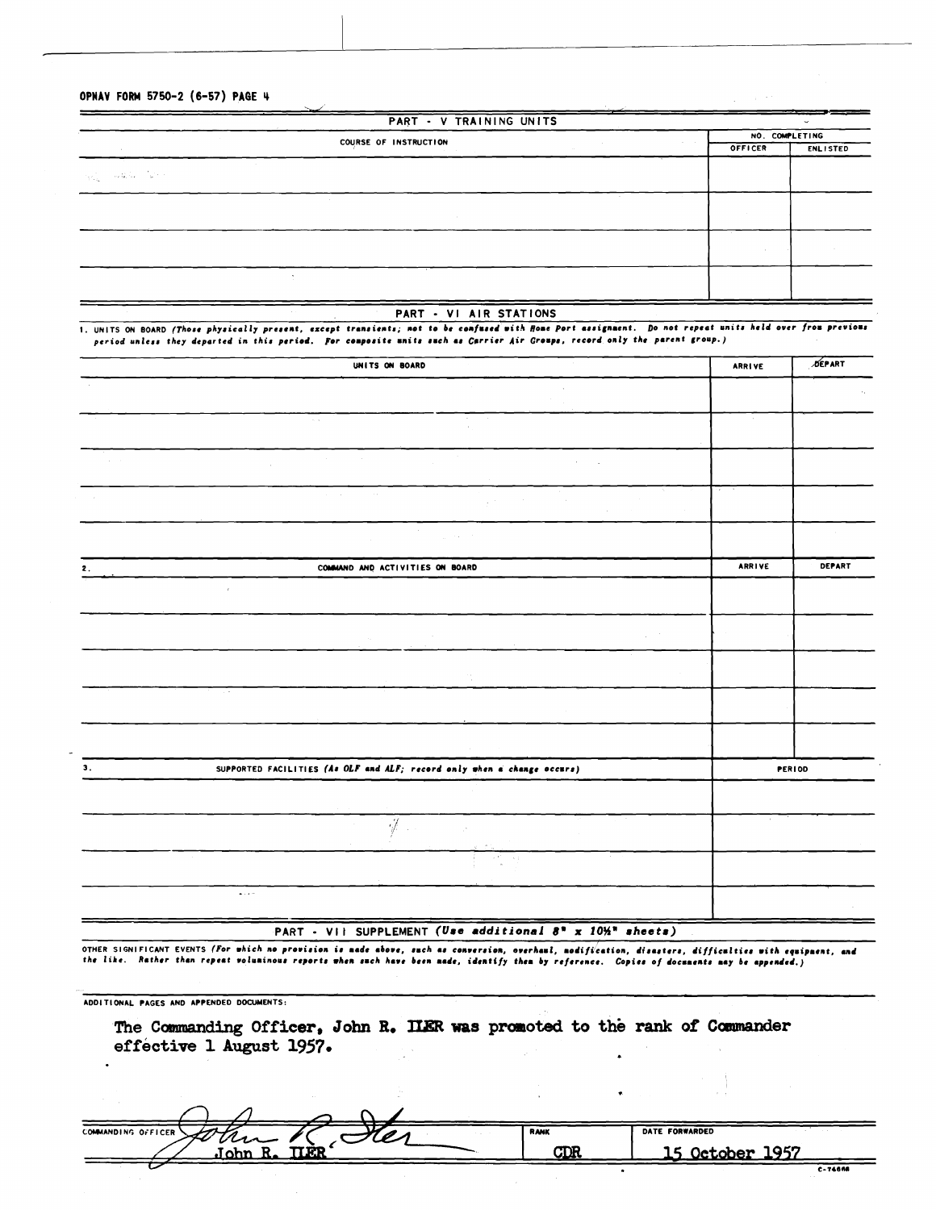OPNAV FORM 5750-2 (6-57) PAGE 4

## PART - V TRAINING UNITS

| COURSE OF INSTRUCTION | NO. COMPLETING | |
|---|---|---|
| | OFFICER | ENLISTED |
| | | |
| | | |
| | | |
| | | |

## PART - VI AIR STATIONS

1. UNITS ON BOARD *(Those physically present, except transients; not to be confused with Home Port assignment. Do not repeat units held over from previous period unless they departed in this period. For composite units such as Carrier Air Groups, record only the parent group.)*

| UNITS ON BOARD | ARRIVE | DEPART |
|---|---|---|
| | | |
| | | |
| | | |
| | | |
| | | |

| 2. COMMAND AND ACTIVITIES ON BOARD | ARRIVE | DEPART |
|---|---|---|
| | | |
| | | |
| | | |
| | | |
| | | |

| 3. SUPPORTED FACILITIES *(As OLF and ALF; record only when a change occurs)* | PERIOD |
|---|---|
| | |
| | |
| | |
| | |

## PART - VII SUPPLEMENT *(Use additional 8" x 10½" sheets)*

OTHER SIGNIFICANT EVENTS *(For which no provision is made above, such as conversion, overhaul, modification, disasters, difficulties with equipment, and the like. Rather than repeat voluminous reports when such have been made, identify them by reference. Copies of documents may be appended.)*

ADDITIONAL PAGES AND APPENDED DOCUMENTS:

The Commanding Officer, John R. ILER was promoted to the rank of Commander effective 1 August 1957.

| COMMANDING OFFICER | RANK | DATE FORWARDED |
|---|---|---|
| John R. ILER | CDR | 15 October 1957 |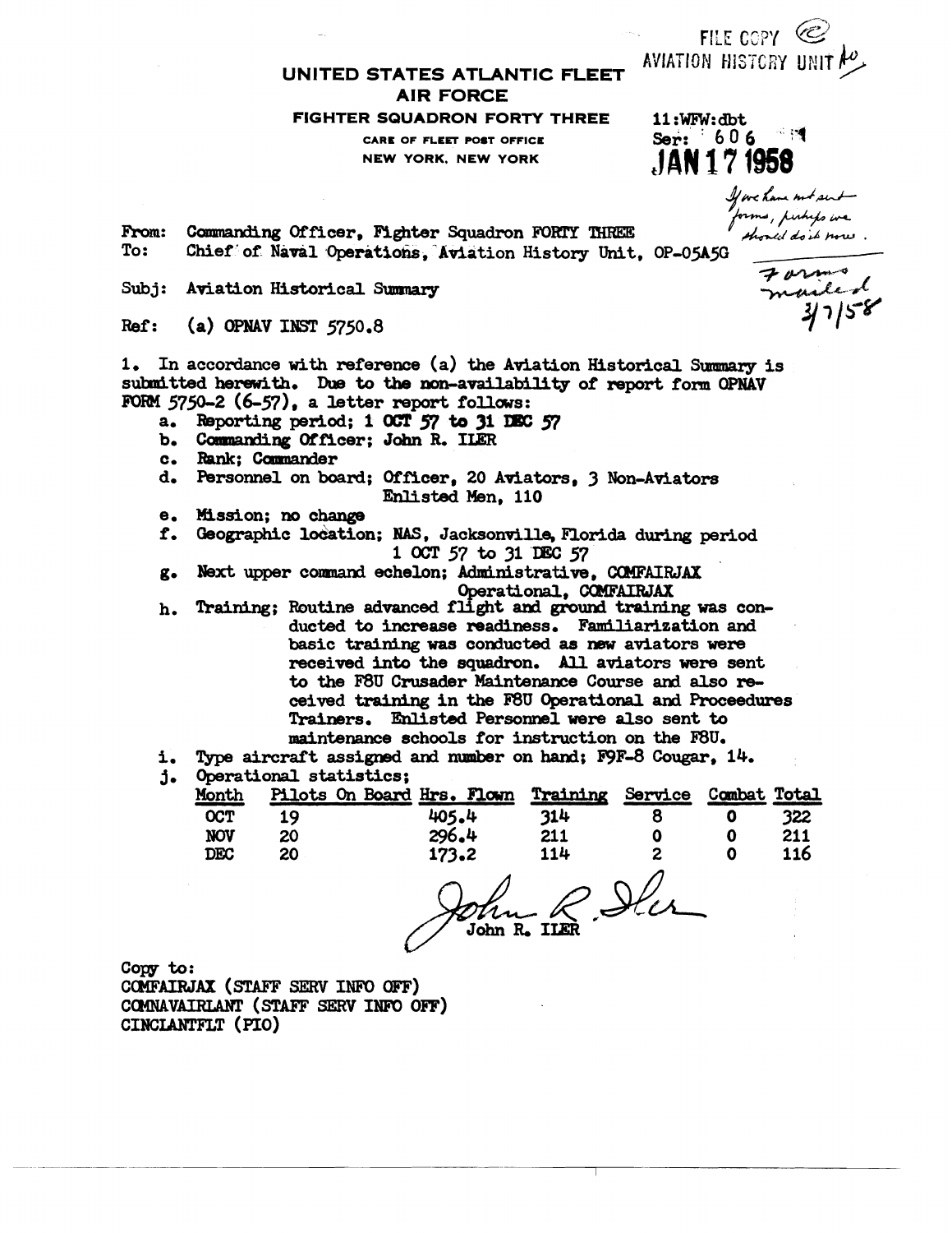FILE COPY
AVIATION HISTORY UNIT

**UNITED STATES ATLANTIC FLEET**
**AIR FORCE**

**FIGHTER SQUADRON FORTY THREE**

CARE OF FLEET POST OFFICE
NEW YORK, NEW YORK

11:WFW:dbt
Ser: 606
**JAN 17 1958**

*If we have not sent forms, perhaps we should do it now.*

*Forms mailed 3/7/58*

From: Commanding Officer, Fighter Squadron FORTY THREE
To: Chief of Naval Operations, Aviation History Unit, OP-05A5G

Subj: Aviation Historical Summary

Ref: (a) OPNAV INST 5750.8

1. In accordance with reference (a) the Aviation Historical Summary is submitted herewith. Due to the non-availability of report form OPNAV FORM 5750-2 (6-57), a letter report follows:
   - a. Reporting period; 1 OCT 57 to 31 DEC 57
   - b. Commanding Officer; John R. ILER
   - c. Rank; Commander
   - d. Personnel on board; Officer, 20 Aviators, 3 Non-Aviators
     Enlisted Men, 110
   - e. Mission; no change
   - f. Geographic location; NAS, Jacksonville, Florida during period
     1 OCT 57 to 31 DEC 57
   - g. Next upper command echelon; Administrative, COMFAIRJAX
     Operational, COMFAIRJAX
   - h. Training; Routine advanced flight and ground training was conducted to increase readiness. Familiarization and basic training was conducted as new aviators were received into the squadron. All aviators were sent to the F8U Crusader Maintenance Course and also received training in the F8U Operational and Procedures Trainers. Enlisted Personnel were also sent to maintenance schools for instruction on the F8U.
   - i. Type aircraft assigned and number on hand; F9F-8 Cougar, 14.
   - j. Operational statistics;

| Month | Pilots On Board | Hrs. Flown | Training | Service | Combat | Total |
|---|---|---|---|---|---|---|
| OCT | 19 | 405.4 | 314 | 8 | 0 | 322 |
| NOV | 20 | 296.4 | 211 | 0 | 0 | 211 |
| DEC | 20 | 173.2 | 114 | 2 | 0 | 116 |

*John R. Iler*
John R. ILER

Copy to:
COMFAIRJAX (STAFF SERV INFO OFF)
COMNAVAIRLANT (STAFF SERV INFO OFF)
CINCLANTFLT (PIO)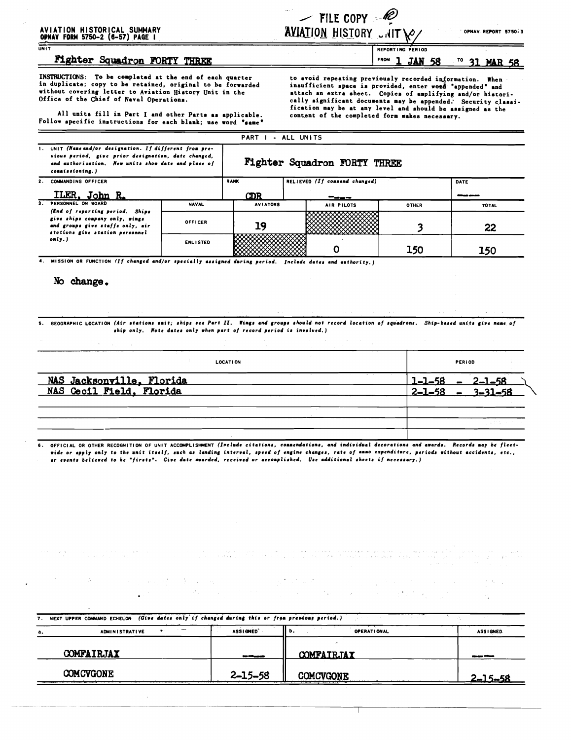**AVIATION HISTORICAL SUMMARY**
**OPNAV FORM 5750-2 (6-57) PAGE 1**

FILE COPY
AVIATION HISTORY UNIT

OPNAV REPORT 5750-3

| UNIT | REPORTING PERIOD |
|---|---|
| Fighter Squadron FORTY THREE | FROM 1 JAN 58 TO 31 MAR 58 |

INSTRUCTIONS: To be completed at the end of each quarter in duplicate; copy to be retained, original to be forwarded without covering letter to Aviation History Unit in the Office of the Chief of Naval Operations.

All units fill in Part I and other Parts as applicable. Follow specific instructions for each blank; use word "same" to avoid repeating previously recorded information. When insufficient space is provided, enter word "appended" and attach an extra sheet. Copies of amplifying and/or historically significant documents may be appended. Security classification may be at any level and should be assigned as the content of the completed form makes necessary.

## PART I - ALL UNITS

1. UNIT *(Name and/or designation. If different from previous period, give prior designation, date changed, and authorization. New units show date and place of commissioning.)*

Fighter Squadron FORTY THREE

| 2. COMMANDING OFFICER | RANK | RELIEVED (If command changed) | DATE |
|---|---|---|---|
| ILER, John R. | CDR | ---- | ---- |

| 3. PERSONNEL ON BOARD *(End of reporting period. Ships give ships company only, wings and groups give staffs only, air stations give station personnel only.)* | NAVAL | AVIATORS | AIR PILOTS | OTHER | TOTAL |
|---|---|---|---|---|---|
| | OFFICER | 19 | | 3 | 22 |
| | ENLISTED | | 0 | 150 | 150 |

4. MISSION OR FUNCTION *(If changed and/or specially assigned during period. Include dates and authority.)*

No change.

5. GEOGRAPHIC LOCATION *(Air stations omit; ships see Part II. Wings and groups should not record location of squadrons. Ship-based units give name of ship only. Note dates only when part of record period is involved.)*

| LOCATION | PERIOD |
|---|---|
| NAS Jacksonville, Florida | 1-1-58 - 2-1-58 |
| NAS Cecil Field, Florida | 2-1-58 - 3-31-58 |

6. OFFICIAL OR OTHER RECOGNITION OF UNIT ACCOMPLISHMENT *(Include citations, commendations, and individual decorations and awards. Records may be fleet-wide or apply only to the unit itself, such as landing interval, speed of engine changes, rate of ammo expenditure, periods without accidents, etc., or events believed to be "firsts". Give date awarded, received or accomplished. Use additional sheets if necessary.)*

7. NEXT UPPER COMMAND ECHELON *(Give dates only if changed during this or from previous period.)*

| a. ADMINISTRATIVE | ASSIGNED | b. OPERATIONAL | ASSIGNED |
|---|---|---|---|
| COMFAIRJAX | ---- | COMFAIRJAX | ---- |
| COMCVGONE | 2-15-58 | COMCVGONE | 2-15-58 |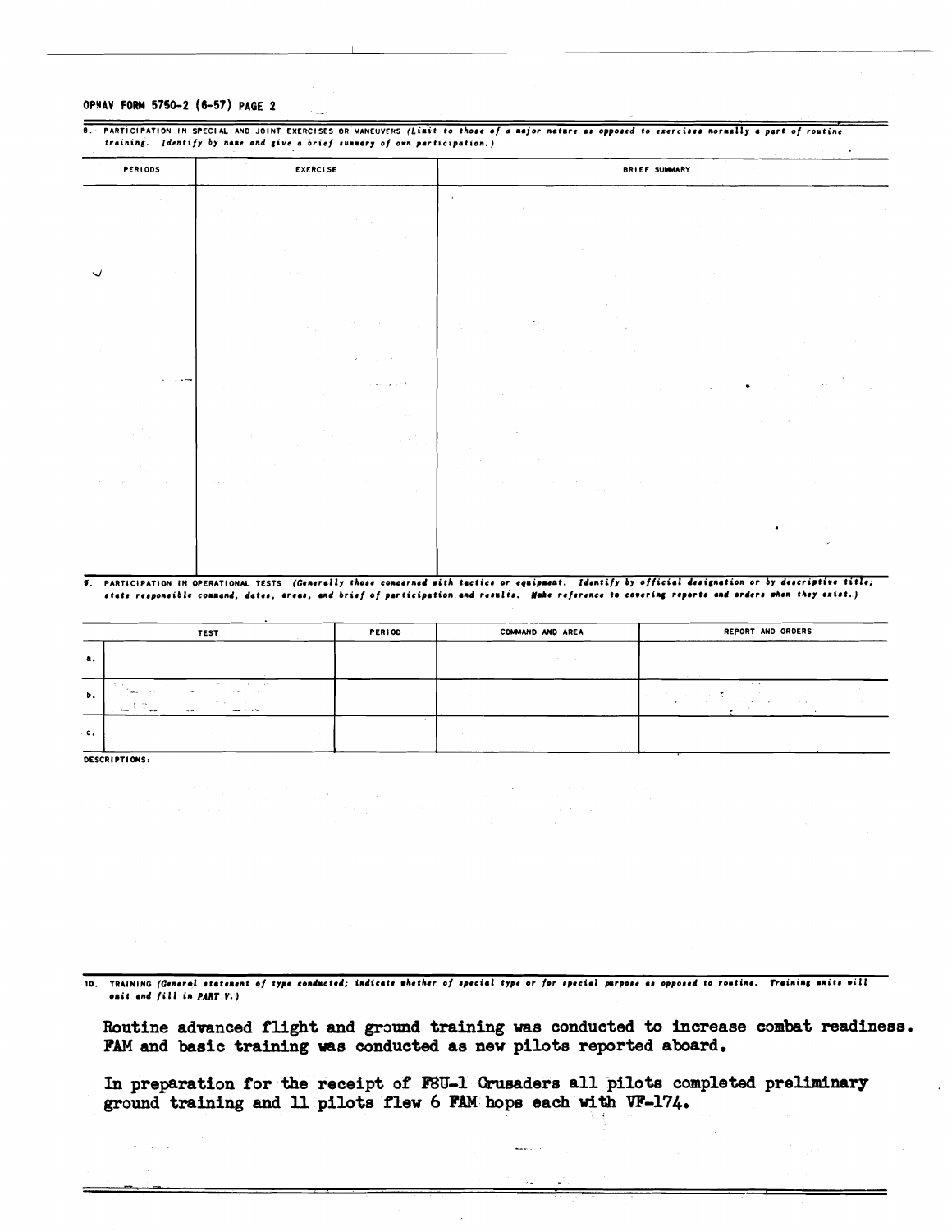OPNAV FORM 5750-2 (6-57) PAGE 2

8. PARTICIPATION IN SPECIAL AND JOINT EXERCISES OR MANEUVERS *(Limit to those of a major nature as opposed to exercises normally a part of routine training. Identify by name and give a brief summary of own participation.)*

| PERIODS | EXERCISE | BRIEF SUMMARY |
|---|---|---|
| | | |

9. PARTICIPATION IN OPERATIONAL TESTS *(Generally those concerned with tactics or equipment. Identify by official designation or by descriptive title; state responsible command, dates, areas, and brief of participation and results. Make reference to covering reports and orders when they exist.)*

| | TEST | PERIOD | COMMAND AND AREA | REPORT AND ORDERS |
|---|---|---|---|---|
| a. | | | | |
| b. | | | | |
| c. | | | | |

DESCRIPTIONS:

10. TRAINING *(General statement of type conducted; indicate whether of special type or for special purpose as opposed to routine. Training units will omit and fill in PART V.)*

Routine advanced flight and ground training was conducted to increase combat readiness. FAM and basic training was conducted as new pilots reported aboard.

In preparation for the receipt of F8U-1 Crusaders all pilots completed preliminary ground training and 11 pilots flew 6 FAM hops each with VF-174.